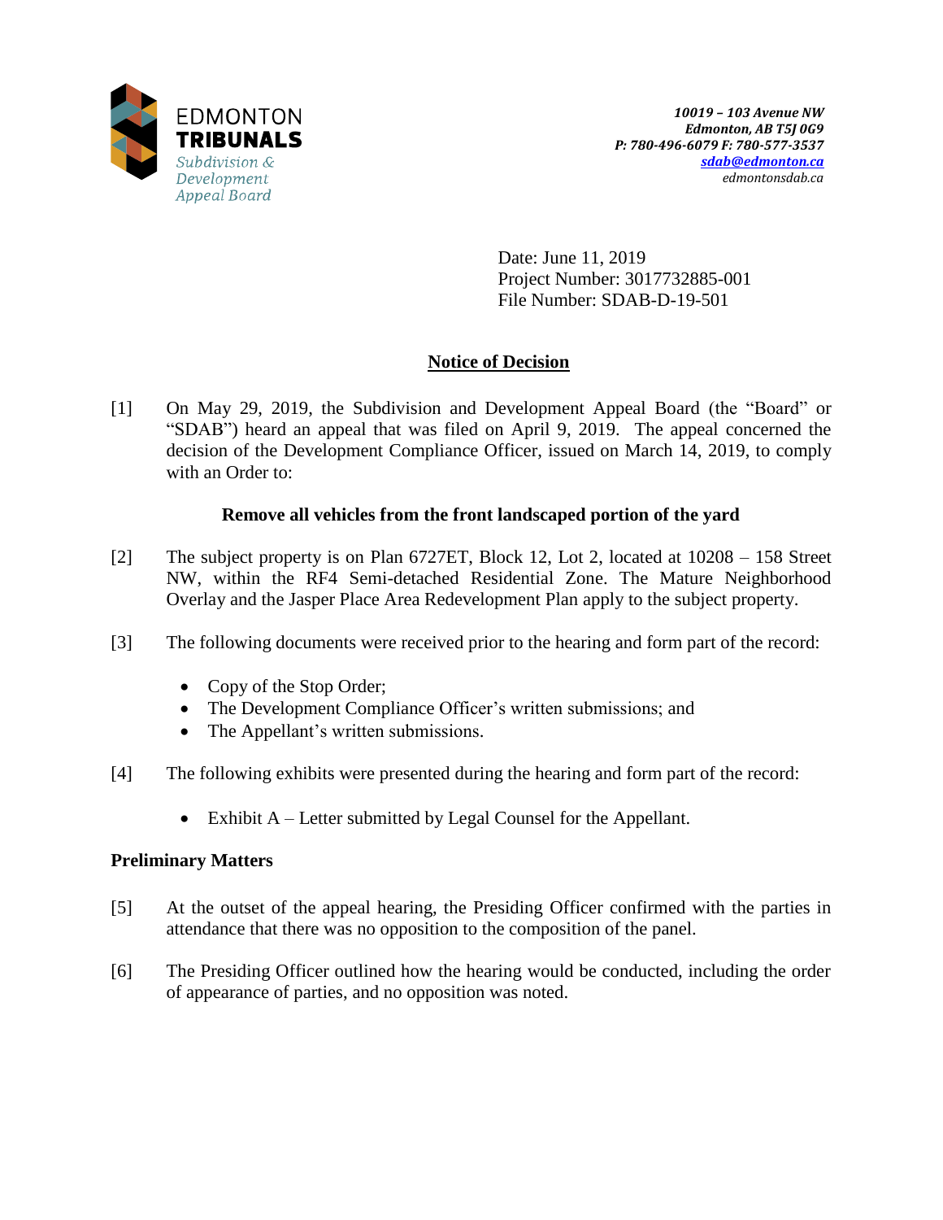EDMONTON **TRIBUNALS**
*Subdivision & Development Appeal Board*

***10019 – 103 Avenue NW***
***Edmonton, AB T5J 0G9***
***P: 780-496-6079 F: 780-577-3537***
***sdab@edmonton.ca***
*edmontonsdab.ca*

Date: June 11, 2019
Project Number: 3017732885-001
File Number: SDAB-D-19-501

## Notice of Decision

[1] On May 29, 2019, the Subdivision and Development Appeal Board (the "Board" or "SDAB") heard an appeal that was filed on April 9, 2019. The appeal concerned the decision of the Development Compliance Officer, issued on March 14, 2019, to comply with an Order to:

**Remove all vehicles from the front landscaped portion of the yard**

[2] The subject property is on Plan 6727ET, Block 12, Lot 2, located at 10208 – 158 Street NW, within the RF4 Semi-detached Residential Zone. The Mature Neighborhood Overlay and the Jasper Place Area Redevelopment Plan apply to the subject property.

[3] The following documents were received prior to the hearing and form part of the record:

- Copy of the Stop Order;
- The Development Compliance Officer's written submissions; and
- The Appellant's written submissions.

[4] The following exhibits were presented during the hearing and form part of the record:

- Exhibit A – Letter submitted by Legal Counsel for the Appellant.

### Preliminary Matters

[5] At the outset of the appeal hearing, the Presiding Officer confirmed with the parties in attendance that there was no opposition to the composition of the panel.

[6] The Presiding Officer outlined how the hearing would be conducted, including the order of appearance of parties, and no opposition was noted.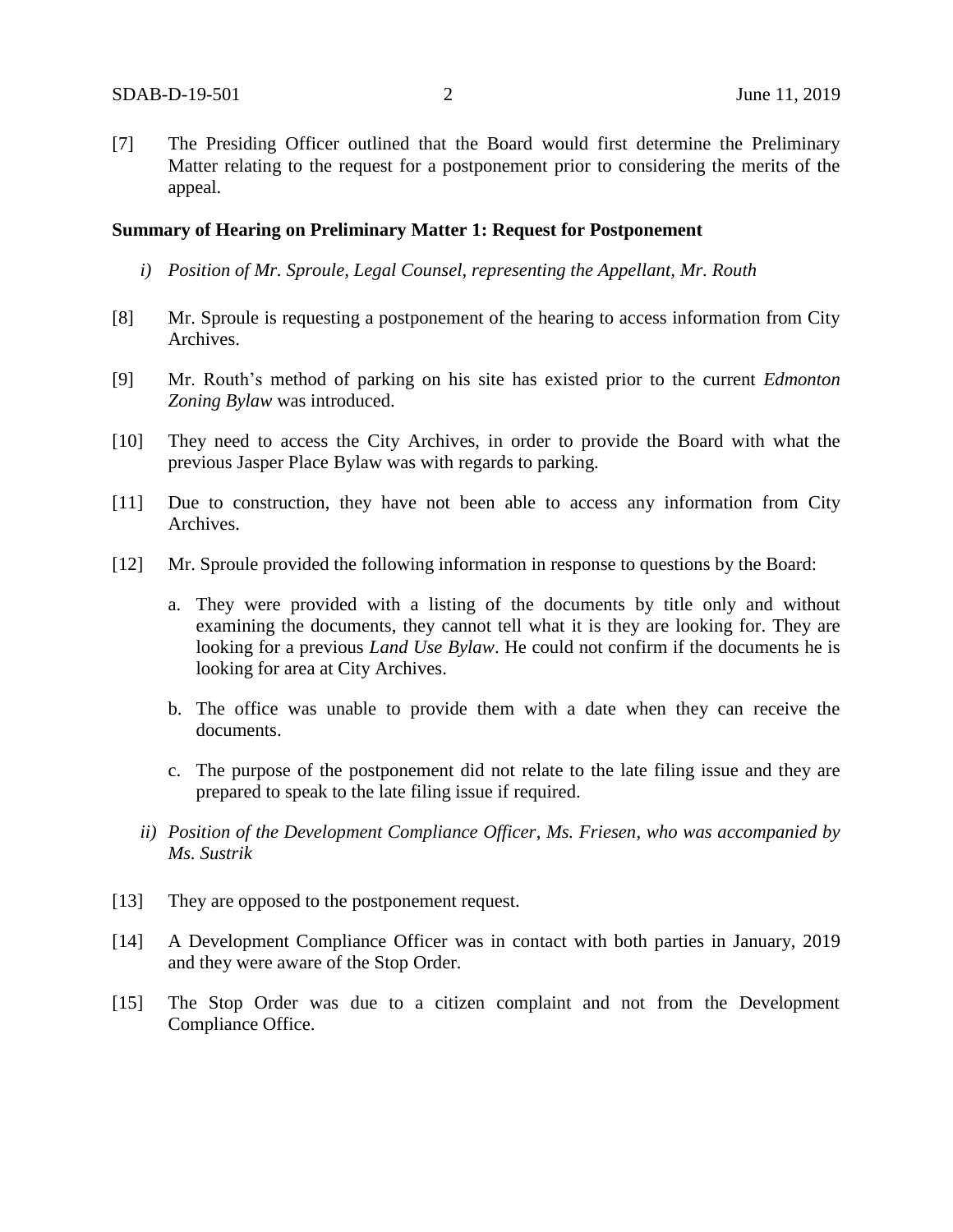[7] The Presiding Officer outlined that the Board would first determine the Preliminary Matter relating to the request for a postponement prior to considering the merits of the appeal.

**Summary of Hearing on Preliminary Matter 1: Request for Postponement**

*i) Position of Mr. Sproule, Legal Counsel, representing the Appellant, Mr. Routh*

[8] Mr. Sproule is requesting a postponement of the hearing to access information from City Archives.

[9] Mr. Routh's method of parking on his site has existed prior to the current *Edmonton Zoning Bylaw* was introduced.

[10] They need to access the City Archives, in order to provide the Board with what the previous Jasper Place Bylaw was with regards to parking.

[11] Due to construction, they have not been able to access any information from City Archives.

[12] Mr. Sproule provided the following information in response to questions by the Board:

a. They were provided with a listing of the documents by title only and without examining the documents, they cannot tell what it is they are looking for. They are looking for a previous *Land Use Bylaw*. He could not confirm if the documents he is looking for area at City Archives.

b. The office was unable to provide them with a date when they can receive the documents.

c. The purpose of the postponement did not relate to the late filing issue and they are prepared to speak to the late filing issue if required.

*ii) Position of the Development Compliance Officer, Ms. Friesen, who was accompanied by Ms. Sustrik*

[13] They are opposed to the postponement request.

[14] A Development Compliance Officer was in contact with both parties in January, 2019 and they were aware of the Stop Order.

[15] The Stop Order was due to a citizen complaint and not from the Development Compliance Office.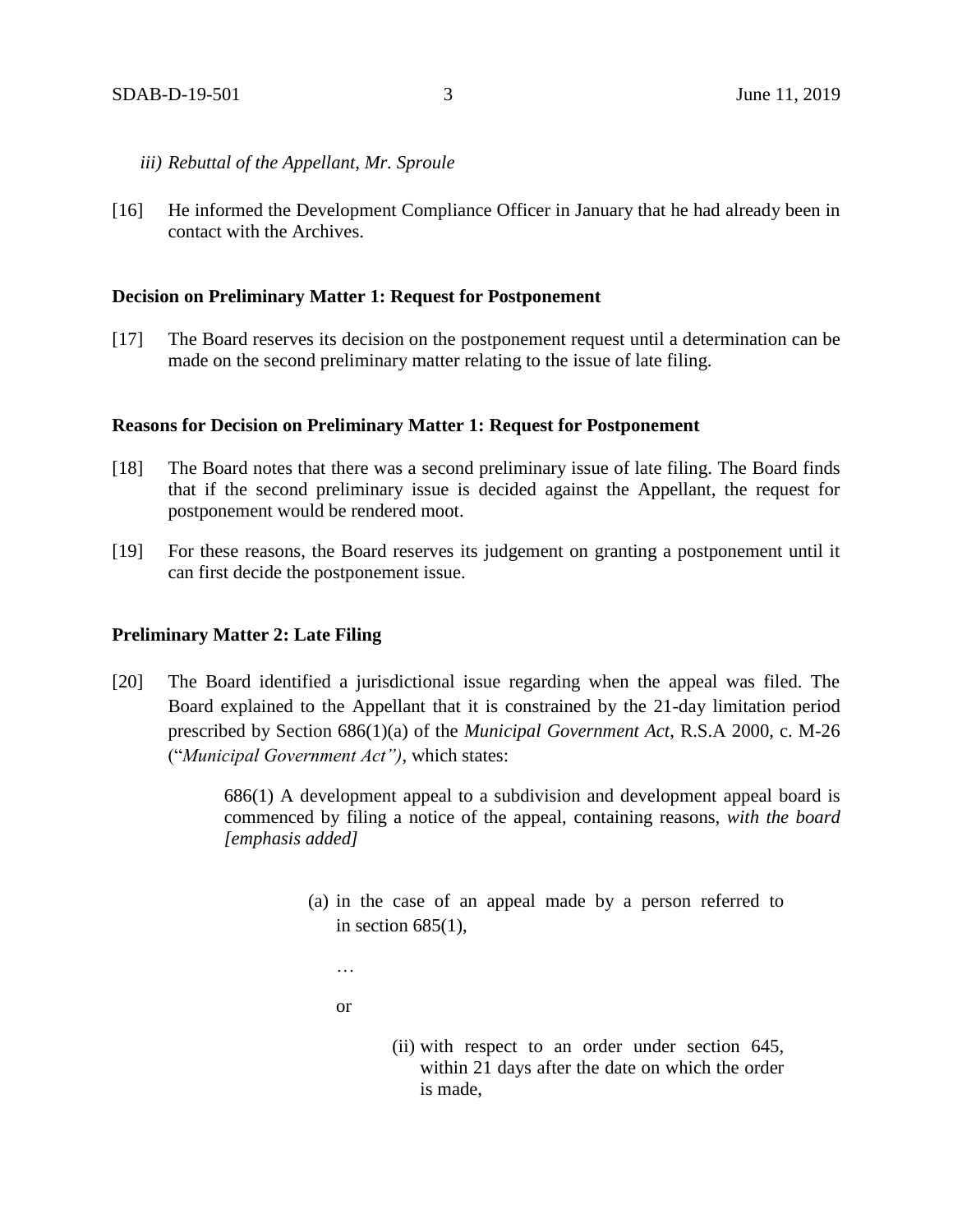*iii) Rebuttal of the Appellant, Mr. Sproule*

[16] He informed the Development Compliance Officer in January that he had already been in contact with the Archives.

**Decision on Preliminary Matter 1: Request for Postponement**

[17] The Board reserves its decision on the postponement request until a determination can be made on the second preliminary matter relating to the issue of late filing.

**Reasons for Decision on Preliminary Matter 1: Request for Postponement**

[18] The Board notes that there was a second preliminary issue of late filing. The Board finds that if the second preliminary issue is decided against the Appellant, the request for postponement would be rendered moot.

[19] For these reasons, the Board reserves its judgement on granting a postponement until it can first decide the postponement issue.

**Preliminary Matter 2: Late Filing**

[20] The Board identified a jurisdictional issue regarding when the appeal was filed. The Board explained to the Appellant that it is constrained by the 21-day limitation period prescribed by Section 686(1)(a) of the *Municipal Government Act*, R.S.A 2000, c. M-26 ("*Municipal Government Act")*, which states:

> 686(1) A development appeal to a subdivision and development appeal board is commenced by filing a notice of the appeal, containing reasons, *with the board [emphasis added]*
>
> (a) in the case of an appeal made by a person referred to in section 685(1),
>
> …
>
> or
>
> (ii) with respect to an order under section 645, within 21 days after the date on which the order is made,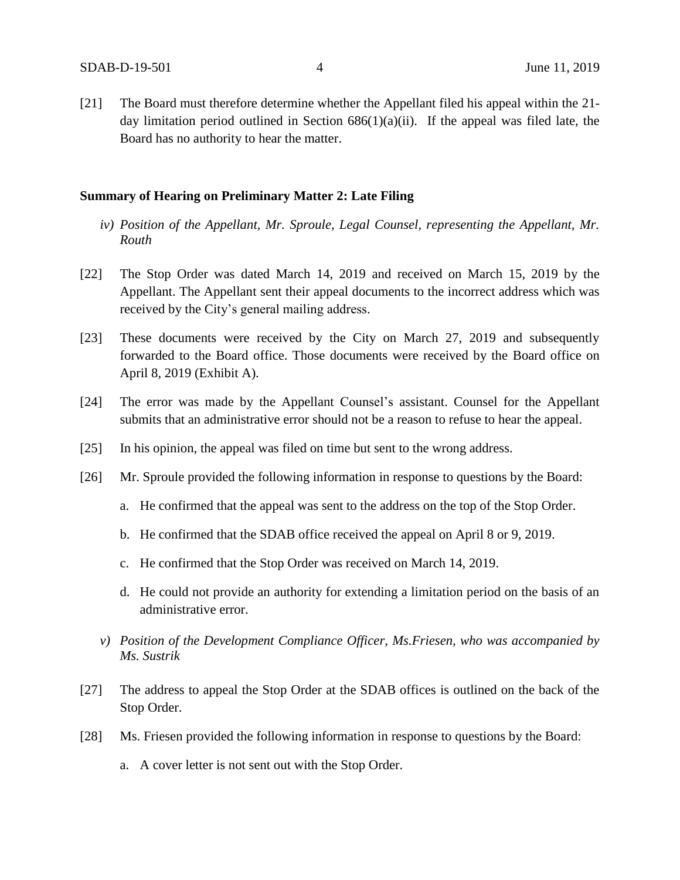[21] The Board must therefore determine whether the Appellant filed his appeal within the 21-day limitation period outlined in Section 686(1)(a)(ii). If the appeal was filed late, the Board has no authority to hear the matter.

**Summary of Hearing on Preliminary Matter 2: Late Filing**

*iv) Position of the Appellant, Mr. Sproule, Legal Counsel, representing the Appellant, Mr. Routh*

[22] The Stop Order was dated March 14, 2019 and received on March 15, 2019 by the Appellant. The Appellant sent their appeal documents to the incorrect address which was received by the City's general mailing address.

[23] These documents were received by the City on March 27, 2019 and subsequently forwarded to the Board office. Those documents were received by the Board office on April 8, 2019 (Exhibit A).

[24] The error was made by the Appellant Counsel's assistant. Counsel for the Appellant submits that an administrative error should not be a reason to refuse to hear the appeal.

[25] In his opinion, the appeal was filed on time but sent to the wrong address.

[26] Mr. Sproule provided the following information in response to questions by the Board:

a. He confirmed that the appeal was sent to the address on the top of the Stop Order.

b. He confirmed that the SDAB office received the appeal on April 8 or 9, 2019.

c. He confirmed that the Stop Order was received on March 14, 2019.

d. He could not provide an authority for extending a limitation period on the basis of an administrative error.

*v) Position of the Development Compliance Officer, Ms.Friesen, who was accompanied by Ms. Sustrik*

[27] The address to appeal the Stop Order at the SDAB offices is outlined on the back of the Stop Order.

[28] Ms. Friesen provided the following information in response to questions by the Board:

a. A cover letter is not sent out with the Stop Order.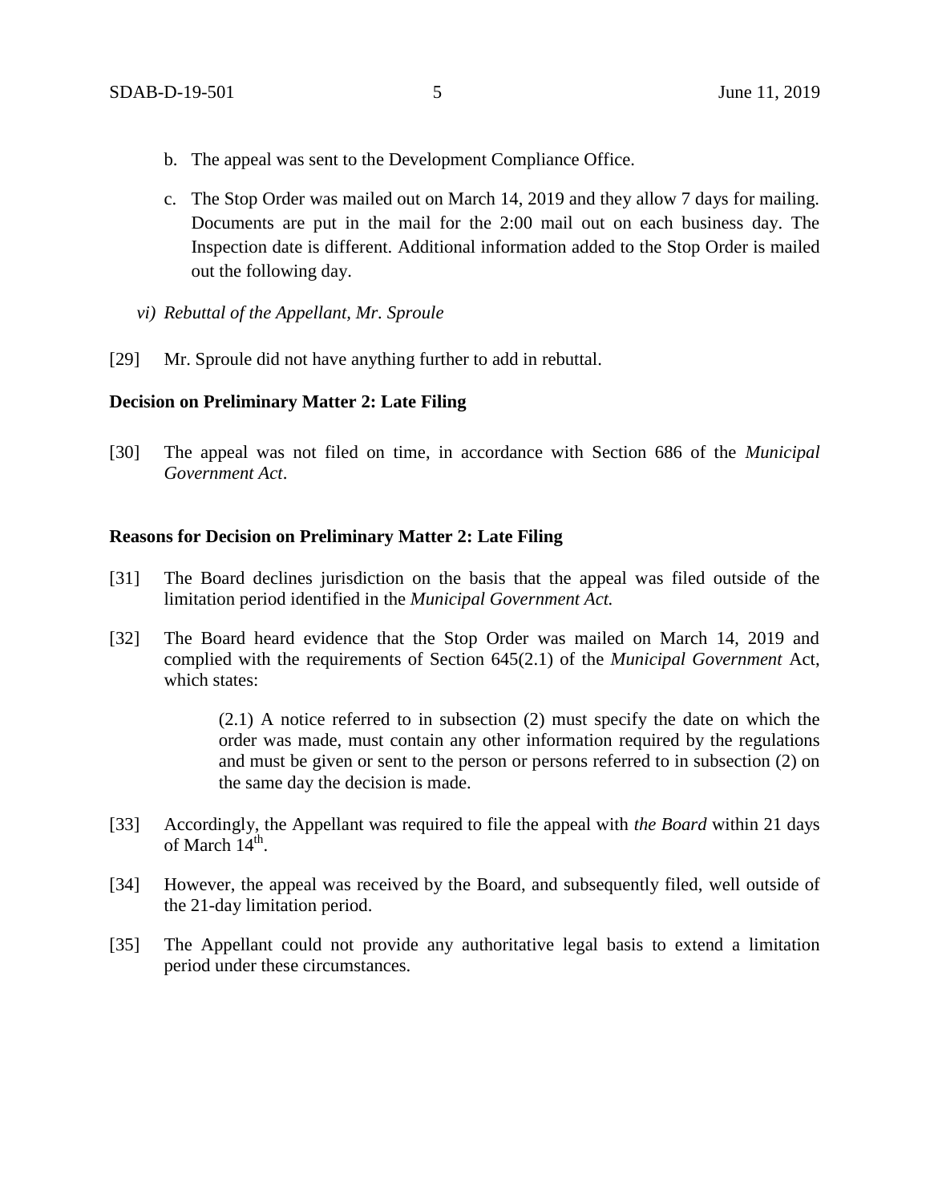b. The appeal was sent to the Development Compliance Office.

c. The Stop Order was mailed out on March 14, 2019 and they allow 7 days for mailing. Documents are put in the mail for the 2:00 mail out on each business day. The Inspection date is different. Additional information added to the Stop Order is mailed out the following day.

*vi) Rebuttal of the Appellant, Mr. Sproule*

[29] Mr. Sproule did not have anything further to add in rebuttal.

**Decision on Preliminary Matter 2: Late Filing**

[30] The appeal was not filed on time, in accordance with Section 686 of the *Municipal Government Act*.

**Reasons for Decision on Preliminary Matter 2: Late Filing**

[31] The Board declines jurisdiction on the basis that the appeal was filed outside of the limitation period identified in the *Municipal Government Act.*

[32] The Board heard evidence that the Stop Order was mailed on March 14, 2019 and complied with the requirements of Section 645(2.1) of the *Municipal Government* Act, which states:

> (2.1) A notice referred to in subsection (2) must specify the date on which the order was made, must contain any other information required by the regulations and must be given or sent to the person or persons referred to in subsection (2) on the same day the decision is made.

[33] Accordingly, the Appellant was required to file the appeal with *the Board* within 21 days of March 14th.

[34] However, the appeal was received by the Board, and subsequently filed, well outside of the 21-day limitation period.

[35] The Appellant could not provide any authoritative legal basis to extend a limitation period under these circumstances.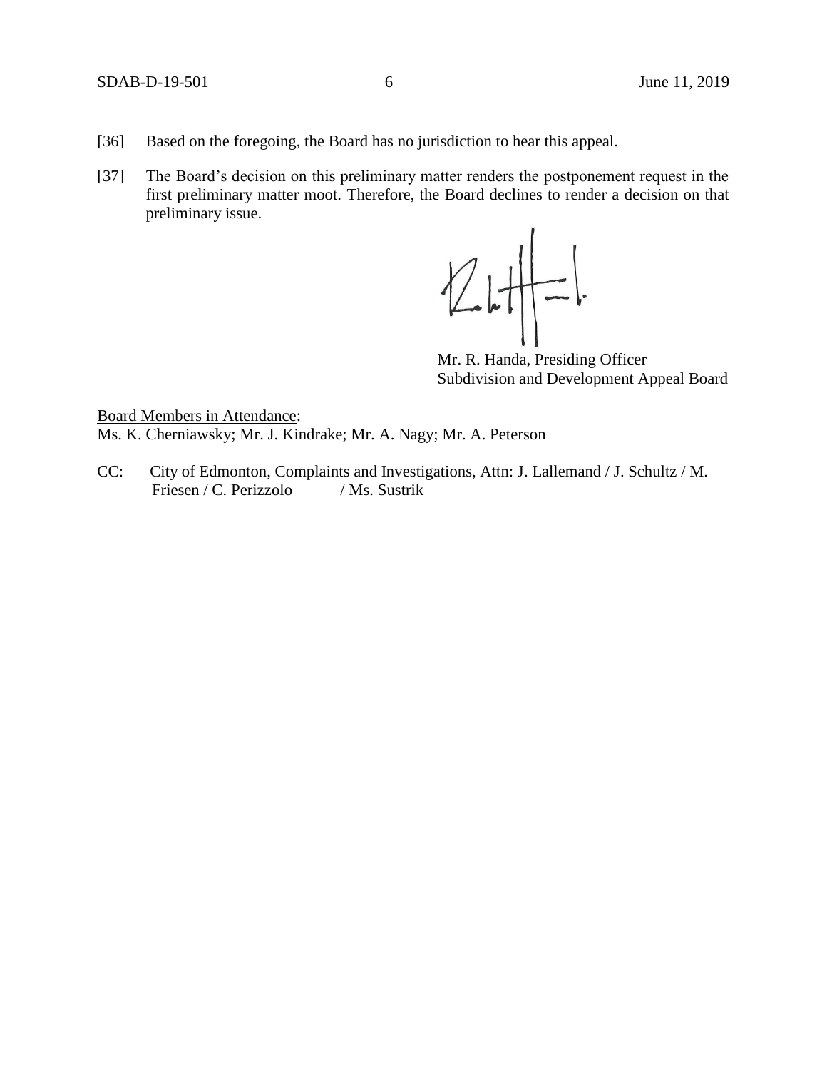[36] Based on the foregoing, the Board has no jurisdiction to hear this appeal.

[37] The Board's decision on this preliminary matter renders the postponement request in the first preliminary matter moot. Therefore, the Board declines to render a decision on that preliminary issue.

Mr. R. Handa, Presiding Officer
Subdivision and Development Appeal Board

Board Members in Attendance:
Ms. K. Cherniawsky; Mr. J. Kindrake; Mr. A. Nagy; Mr. A. Peterson

CC: City of Edmonton, Complaints and Investigations, Attn: J. Lallemand / J. Schultz / M. Friesen / C. Perizzolo / Ms. Sustrik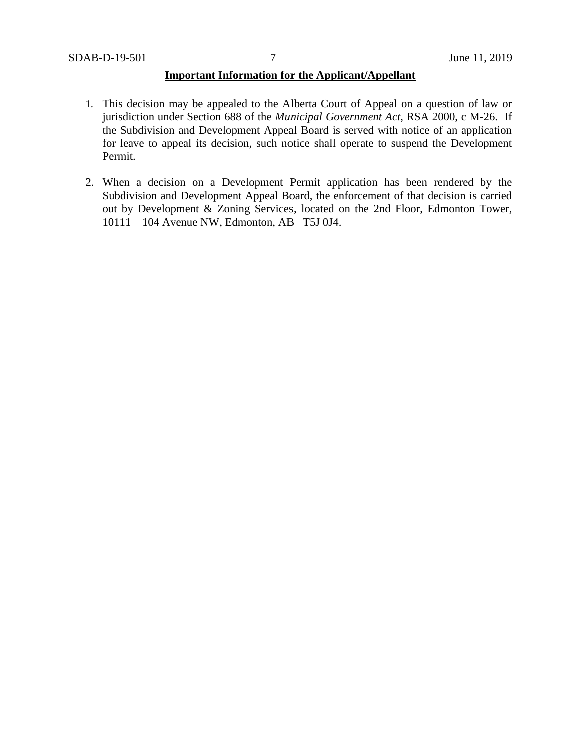**Important Information for the Applicant/Appellant**

1. This decision may be appealed to the Alberta Court of Appeal on a question of law or jurisdiction under Section 688 of the *Municipal Government Act*, RSA 2000, c M-26. If the Subdivision and Development Appeal Board is served with notice of an application for leave to appeal its decision, such notice shall operate to suspend the Development Permit.

2. When a decision on a Development Permit application has been rendered by the Subdivision and Development Appeal Board, the enforcement of that decision is carried out by Development & Zoning Services, located on the 2nd Floor, Edmonton Tower, 10111 – 104 Avenue NW, Edmonton, AB T5J 0J4.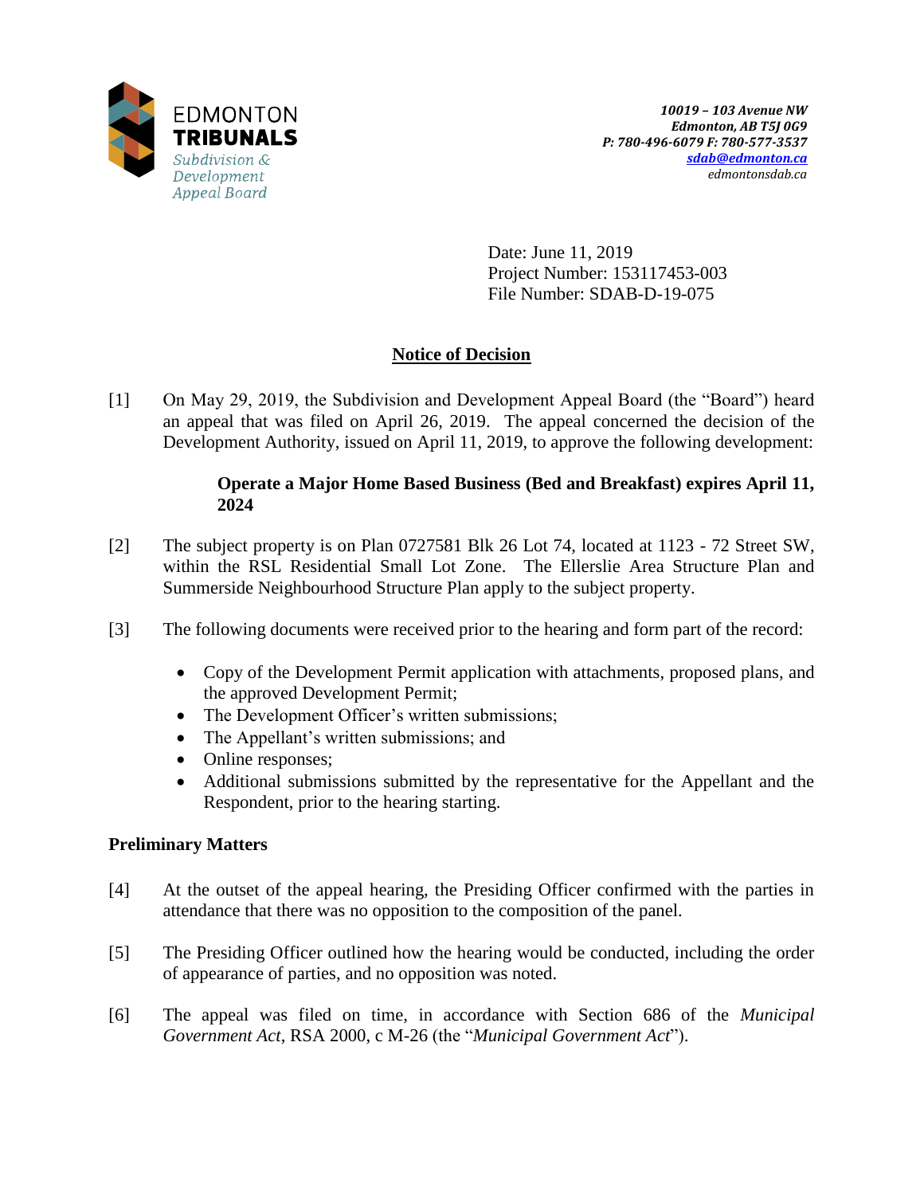EDMONTON
**TRIBUNALS**
*Subdivision & Development Appeal Board*

*10019 – 103 Avenue NW*
*Edmonton, AB T5J 0G9*
*P: 780-496-6079 F: 780-577-3537*
*sdab@edmonton.ca*
*edmontonsdab.ca*

Date: June 11, 2019
Project Number: 153117453-003
File Number: SDAB-D-19-075

## Notice of Decision

[1] On May 29, 2019, the Subdivision and Development Appeal Board (the "Board") heard an appeal that was filed on April 26, 2019. The appeal concerned the decision of the Development Authority, issued on April 11, 2019, to approve the following development:

> **Operate a Major Home Based Business (Bed and Breakfast) expires April 11, 2024**

[2] The subject property is on Plan 0727581 Blk 26 Lot 74, located at 1123 - 72 Street SW, within the RSL Residential Small Lot Zone. The Ellerslie Area Structure Plan and Summerside Neighbourhood Structure Plan apply to the subject property.

[3] The following documents were received prior to the hearing and form part of the record:

- Copy of the Development Permit application with attachments, proposed plans, and the approved Development Permit;
- The Development Officer's written submissions;
- The Appellant's written submissions; and
- Online responses;
- Additional submissions submitted by the representative for the Appellant and the Respondent, prior to the hearing starting.

### Preliminary Matters

[4] At the outset of the appeal hearing, the Presiding Officer confirmed with the parties in attendance that there was no opposition to the composition of the panel.

[5] The Presiding Officer outlined how the hearing would be conducted, including the order of appearance of parties, and no opposition was noted.

[6] The appeal was filed on time, in accordance with Section 686 of the *Municipal Government Act*, RSA 2000, c M-26 (the "*Municipal Government Act*").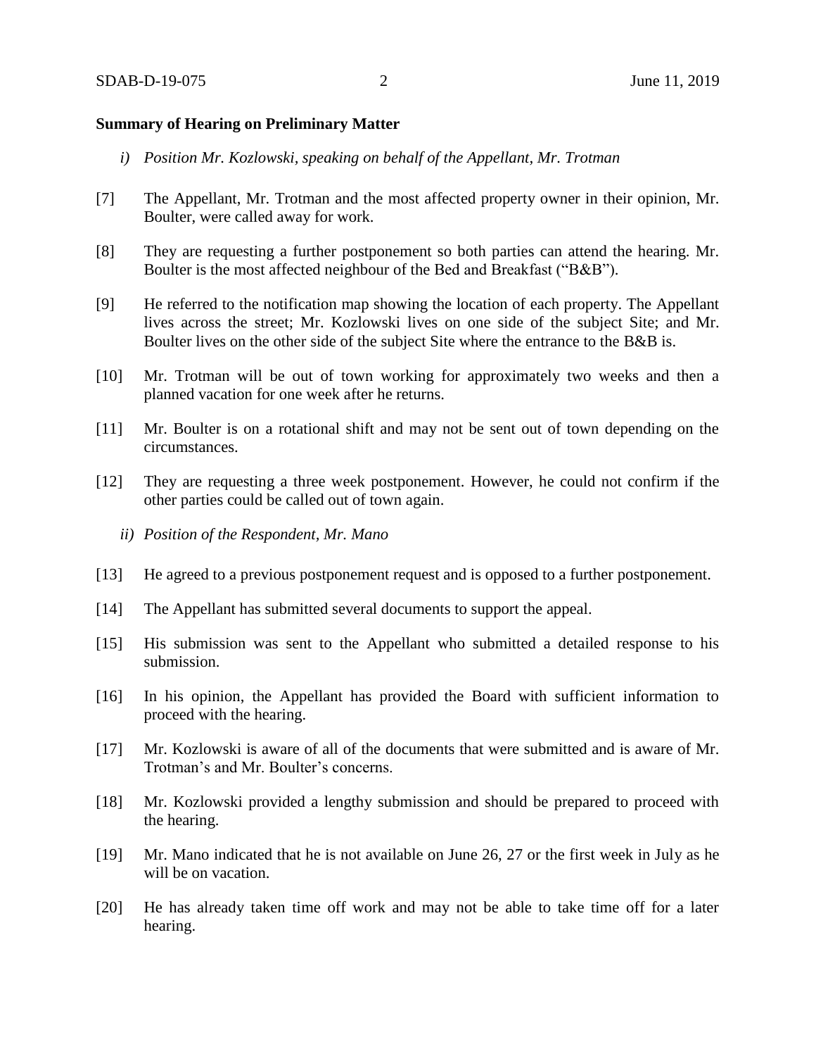**Summary of Hearing on Preliminary Matter**

*i) Position Mr. Kozlowski, speaking on behalf of the Appellant, Mr. Trotman*

[7] The Appellant, Mr. Trotman and the most affected property owner in their opinion, Mr. Boulter, were called away for work.

[8] They are requesting a further postponement so both parties can attend the hearing. Mr. Boulter is the most affected neighbour of the Bed and Breakfast ("B&B").

[9] He referred to the notification map showing the location of each property. The Appellant lives across the street; Mr. Kozlowski lives on one side of the subject Site; and Mr. Boulter lives on the other side of the subject Site where the entrance to the B&B is.

[10] Mr. Trotman will be out of town working for approximately two weeks and then a planned vacation for one week after he returns.

[11] Mr. Boulter is on a rotational shift and may not be sent out of town depending on the circumstances.

[12] They are requesting a three week postponement. However, he could not confirm if the other parties could be called out of town again.

*ii) Position of the Respondent, Mr. Mano*

[13] He agreed to a previous postponement request and is opposed to a further postponement.

[14] The Appellant has submitted several documents to support the appeal.

[15] His submission was sent to the Appellant who submitted a detailed response to his submission.

[16] In his opinion, the Appellant has provided the Board with sufficient information to proceed with the hearing.

[17] Mr. Kozlowski is aware of all of the documents that were submitted and is aware of Mr. Trotman's and Mr. Boulter's concerns.

[18] Mr. Kozlowski provided a lengthy submission and should be prepared to proceed with the hearing.

[19] Mr. Mano indicated that he is not available on June 26, 27 or the first week in July as he will be on vacation.

[20] He has already taken time off work and may not be able to take time off for a later hearing.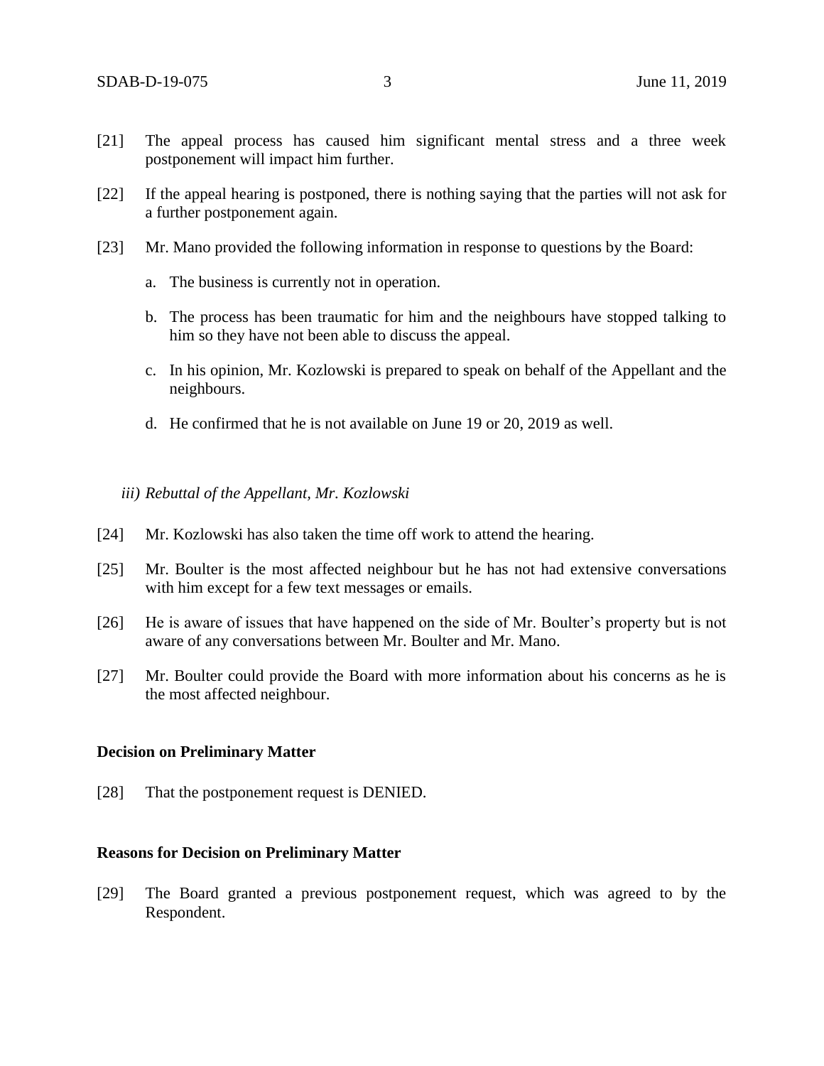[21] The appeal process has caused him significant mental stress and a three week postponement will impact him further.

[22] If the appeal hearing is postponed, there is nothing saying that the parties will not ask for a further postponement again.

[23] Mr. Mano provided the following information in response to questions by the Board:

a. The business is currently not in operation.

b. The process has been traumatic for him and the neighbours have stopped talking to him so they have not been able to discuss the appeal.

c. In his opinion, Mr. Kozlowski is prepared to speak on behalf of the Appellant and the neighbours.

d. He confirmed that he is not available on June 19 or 20, 2019 as well.

*iii) Rebuttal of the Appellant, Mr. Kozlowski*

[24] Mr. Kozlowski has also taken the time off work to attend the hearing.

[25] Mr. Boulter is the most affected neighbour but he has not had extensive conversations with him except for a few text messages or emails.

[26] He is aware of issues that have happened on the side of Mr. Boulter's property but is not aware of any conversations between Mr. Boulter and Mr. Mano.

[27] Mr. Boulter could provide the Board with more information about his concerns as he is the most affected neighbour.

**Decision on Preliminary Matter**

[28] That the postponement request is DENIED.

**Reasons for Decision on Preliminary Matter**

[29] The Board granted a previous postponement request, which was agreed to by the Respondent.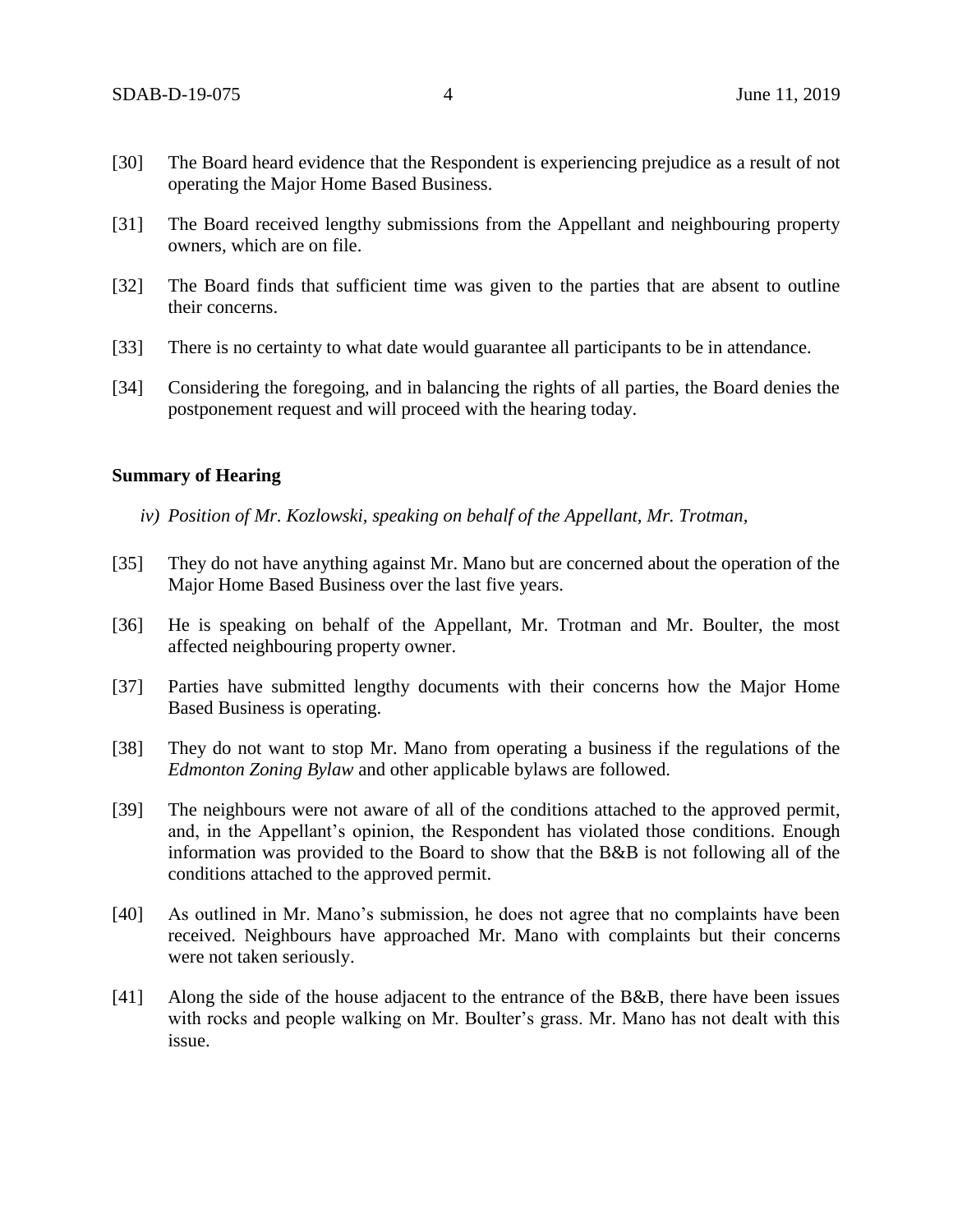[30] The Board heard evidence that the Respondent is experiencing prejudice as a result of not operating the Major Home Based Business.

[31] The Board received lengthy submissions from the Appellant and neighbouring property owners, which are on file.

[32] The Board finds that sufficient time was given to the parties that are absent to outline their concerns.

[33] There is no certainty to what date would guarantee all participants to be in attendance.

[34] Considering the foregoing, and in balancing the rights of all parties, the Board denies the postponement request and will proceed with the hearing today.

**Summary of Hearing**

*iv) Position of Mr. Kozlowski, speaking on behalf of the Appellant, Mr. Trotman,*

[35] They do not have anything against Mr. Mano but are concerned about the operation of the Major Home Based Business over the last five years.

[36] He is speaking on behalf of the Appellant, Mr. Trotman and Mr. Boulter, the most affected neighbouring property owner.

[37] Parties have submitted lengthy documents with their concerns how the Major Home Based Business is operating.

[38] They do not want to stop Mr. Mano from operating a business if the regulations of the *Edmonton Zoning Bylaw* and other applicable bylaws are followed.

[39] The neighbours were not aware of all of the conditions attached to the approved permit, and, in the Appellant's opinion, the Respondent has violated those conditions. Enough information was provided to the Board to show that the B&B is not following all of the conditions attached to the approved permit.

[40] As outlined in Mr. Mano's submission, he does not agree that no complaints have been received. Neighbours have approached Mr. Mano with complaints but their concerns were not taken seriously.

[41] Along the side of the house adjacent to the entrance of the B&B, there have been issues with rocks and people walking on Mr. Boulter's grass. Mr. Mano has not dealt with this issue.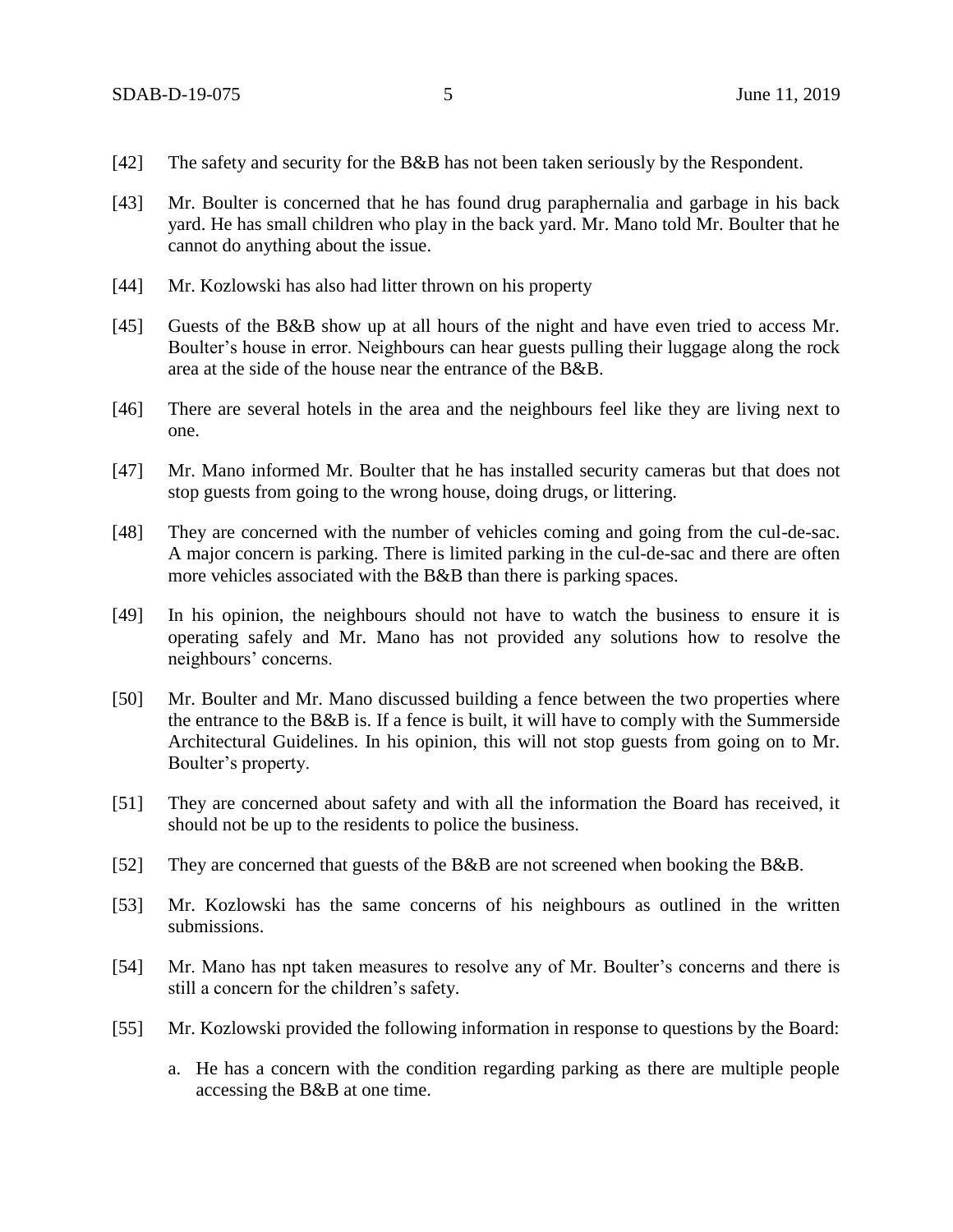[42] The safety and security for the B&B has not been taken seriously by the Respondent.

[43] Mr. Boulter is concerned that he has found drug paraphernalia and garbage in his back yard. He has small children who play in the back yard. Mr. Mano told Mr. Boulter that he cannot do anything about the issue.

[44] Mr. Kozlowski has also had litter thrown on his property

[45] Guests of the B&B show up at all hours of the night and have even tried to access Mr. Boulter's house in error. Neighbours can hear guests pulling their luggage along the rock area at the side of the house near the entrance of the B&B.

[46] There are several hotels in the area and the neighbours feel like they are living next to one.

[47] Mr. Mano informed Mr. Boulter that he has installed security cameras but that does not stop guests from going to the wrong house, doing drugs, or littering.

[48] They are concerned with the number of vehicles coming and going from the cul-de-sac. A major concern is parking. There is limited parking in the cul-de-sac and there are often more vehicles associated with the B&B than there is parking spaces.

[49] In his opinion, the neighbours should not have to watch the business to ensure it is operating safely and Mr. Mano has not provided any solutions how to resolve the neighbours' concerns.

[50] Mr. Boulter and Mr. Mano discussed building a fence between the two properties where the entrance to the B&B is. If a fence is built, it will have to comply with the Summerside Architectural Guidelines. In his opinion, this will not stop guests from going on to Mr. Boulter's property.

[51] They are concerned about safety and with all the information the Board has received, it should not be up to the residents to police the business.

[52] They are concerned that guests of the B&B are not screened when booking the B&B.

[53] Mr. Kozlowski has the same concerns of his neighbours as outlined in the written submissions.

[54] Mr. Mano has npt taken measures to resolve any of Mr. Boulter's concerns and there is still a concern for the children's safety.

[55] Mr. Kozlowski provided the following information in response to questions by the Board:

a. He has a concern with the condition regarding parking as there are multiple people accessing the B&B at one time.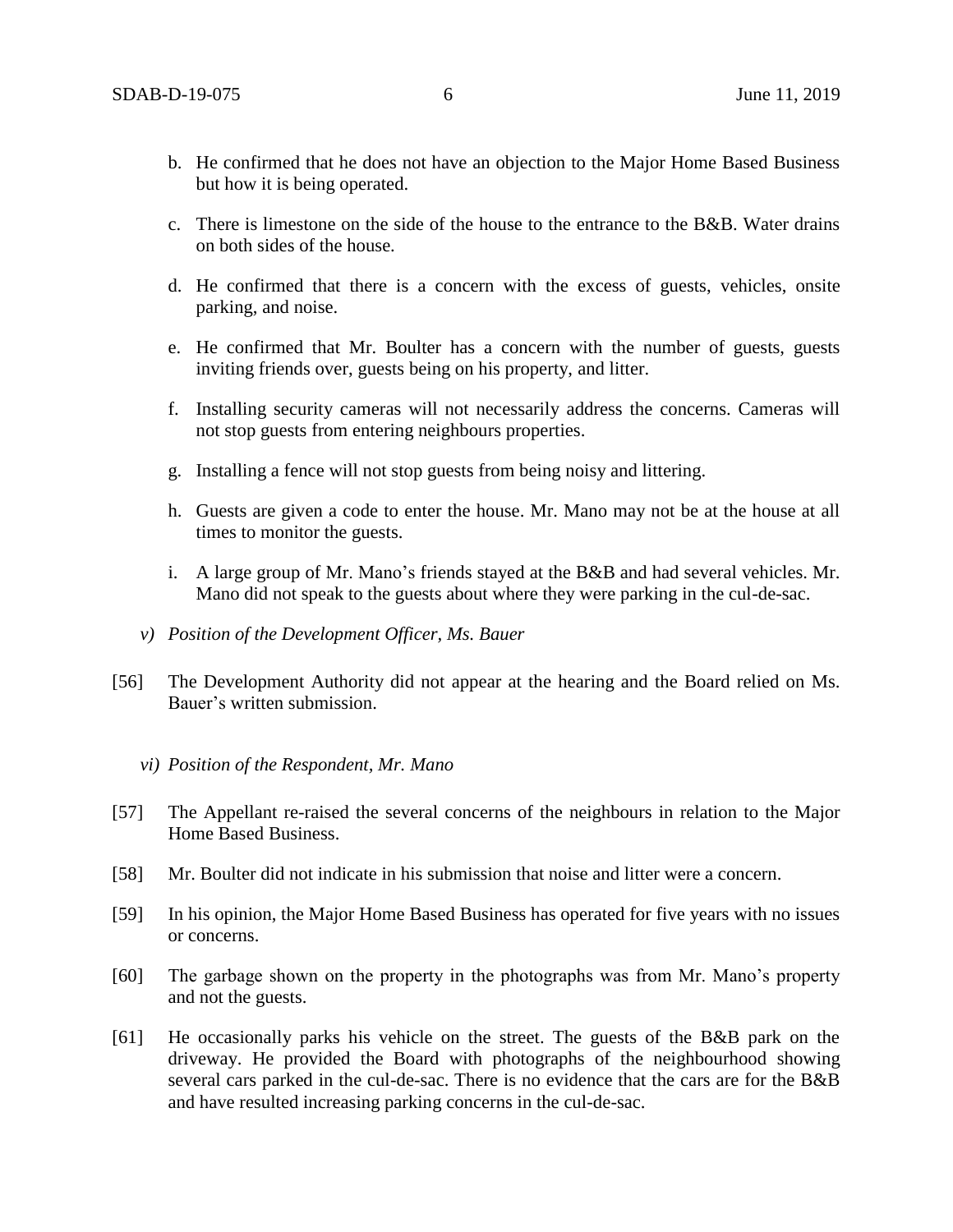b. He confirmed that he does not have an objection to the Major Home Based Business but how it is being operated.

c. There is limestone on the side of the house to the entrance to the B&B. Water drains on both sides of the house.

d. He confirmed that there is a concern with the excess of guests, vehicles, onsite parking, and noise.

e. He confirmed that Mr. Boulter has a concern with the number of guests, guests inviting friends over, guests being on his property, and litter.

f. Installing security cameras will not necessarily address the concerns. Cameras will not stop guests from entering neighbours properties.

g. Installing a fence will not stop guests from being noisy and littering.

h. Guests are given a code to enter the house. Mr. Mano may not be at the house at all times to monitor the guests.

i. A large group of Mr. Mano's friends stayed at the B&B and had several vehicles. Mr. Mano did not speak to the guests about where they were parking in the cul-de-sac.

*v) Position of the Development Officer, Ms. Bauer*

[56] The Development Authority did not appear at the hearing and the Board relied on Ms. Bauer's written submission.

*vi) Position of the Respondent, Mr. Mano*

[57] The Appellant re-raised the several concerns of the neighbours in relation to the Major Home Based Business.

[58] Mr. Boulter did not indicate in his submission that noise and litter were a concern.

[59] In his opinion, the Major Home Based Business has operated for five years with no issues or concerns.

[60] The garbage shown on the property in the photographs was from Mr. Mano's property and not the guests.

[61] He occasionally parks his vehicle on the street. The guests of the B&B park on the driveway. He provided the Board with photographs of the neighbourhood showing several cars parked in the cul-de-sac. There is no evidence that the cars are for the B&B and have resulted increasing parking concerns in the cul-de-sac.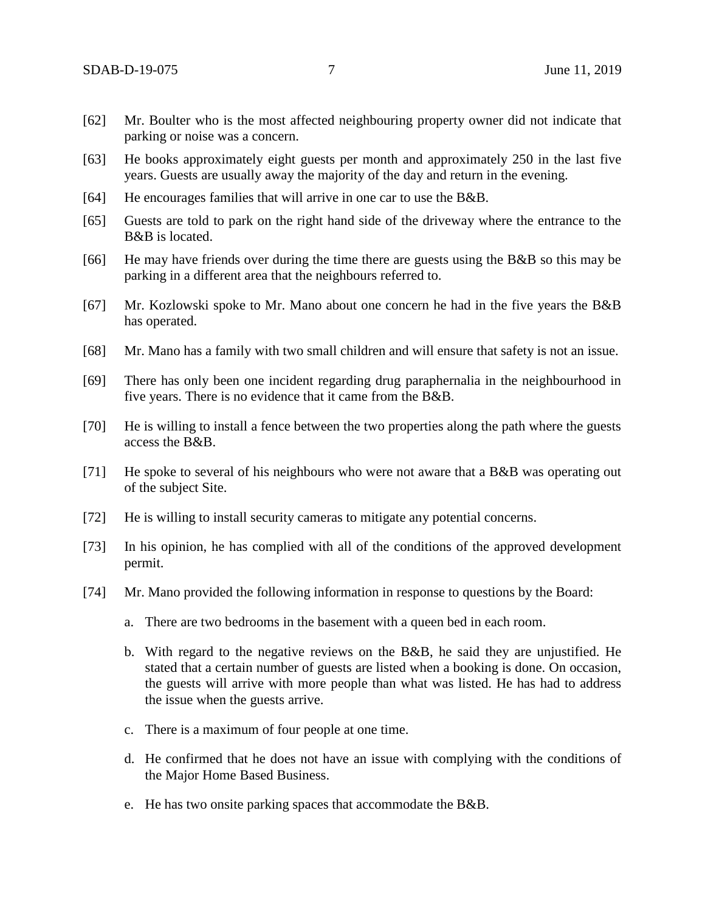[62] Mr. Boulter who is the most affected neighbouring property owner did not indicate that parking or noise was a concern.

[63] He books approximately eight guests per month and approximately 250 in the last five years. Guests are usually away the majority of the day and return in the evening.

[64] He encourages families that will arrive in one car to use the B&B.

[65] Guests are told to park on the right hand side of the driveway where the entrance to the B&B is located.

[66] He may have friends over during the time there are guests using the B&B so this may be parking in a different area that the neighbours referred to.

[67] Mr. Kozlowski spoke to Mr. Mano about one concern he had in the five years the B&B has operated.

[68] Mr. Mano has a family with two small children and will ensure that safety is not an issue.

[69] There has only been one incident regarding drug paraphernalia in the neighbourhood in five years. There is no evidence that it came from the B&B.

[70] He is willing to install a fence between the two properties along the path where the guests access the B&B.

[71] He spoke to several of his neighbours who were not aware that a B&B was operating out of the subject Site.

[72] He is willing to install security cameras to mitigate any potential concerns.

[73] In his opinion, he has complied with all of the conditions of the approved development permit.

[74] Mr. Mano provided the following information in response to questions by the Board:

a. There are two bedrooms in the basement with a queen bed in each room.

b. With regard to the negative reviews on the B&B, he said they are unjustified. He stated that a certain number of guests are listed when a booking is done. On occasion, the guests will arrive with more people than what was listed. He has had to address the issue when the guests arrive.

c. There is a maximum of four people at one time.

d. He confirmed that he does not have an issue with complying with the conditions of the Major Home Based Business.

e. He has two onsite parking spaces that accommodate the B&B.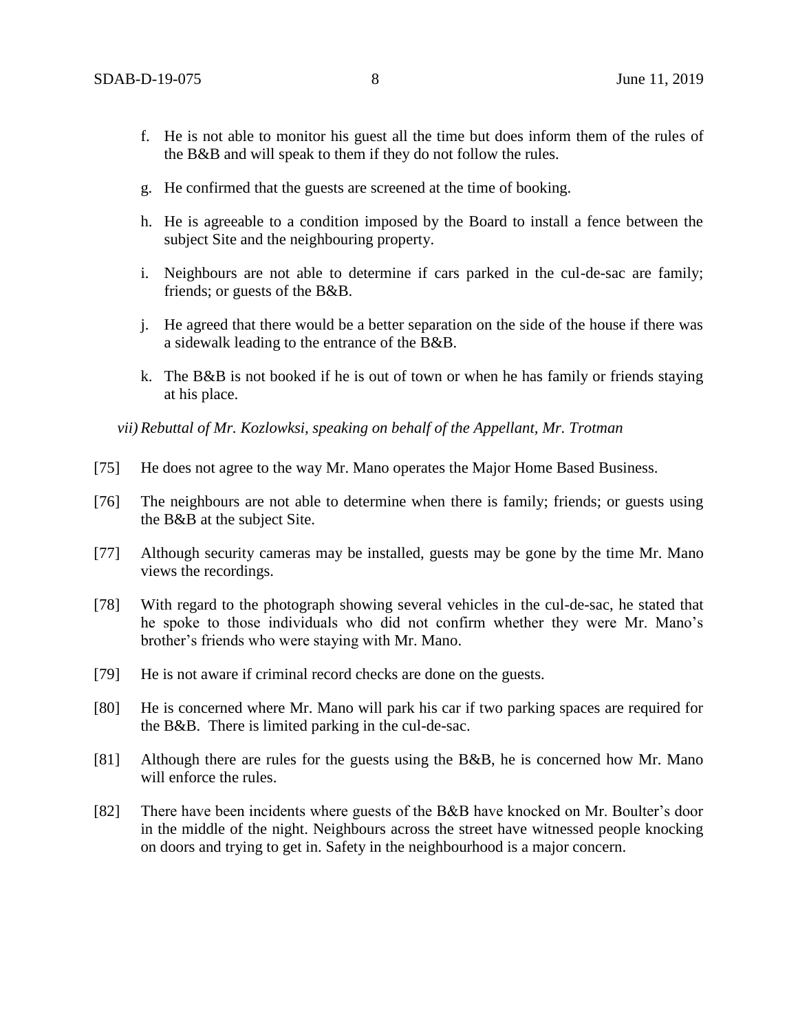f. He is not able to monitor his guest all the time but does inform them of the rules of the B&B and will speak to them if they do not follow the rules.

g. He confirmed that the guests are screened at the time of booking.

h. He is agreeable to a condition imposed by the Board to install a fence between the subject Site and the neighbouring property.

i. Neighbours are not able to determine if cars parked in the cul-de-sac are family; friends; or guests of the B&B.

j. He agreed that there would be a better separation on the side of the house if there was a sidewalk leading to the entrance of the B&B.

k. The B&B is not booked if he is out of town or when he has family or friends staying at his place.

*vii) Rebuttal of Mr. Kozlowksi, speaking on behalf of the Appellant, Mr. Trotman*

[75] He does not agree to the way Mr. Mano operates the Major Home Based Business.

[76] The neighbours are not able to determine when there is family; friends; or guests using the B&B at the subject Site.

[77] Although security cameras may be installed, guests may be gone by the time Mr. Mano views the recordings.

[78] With regard to the photograph showing several vehicles in the cul-de-sac, he stated that he spoke to those individuals who did not confirm whether they were Mr. Mano's brother's friends who were staying with Mr. Mano.

[79] He is not aware if criminal record checks are done on the guests.

[80] He is concerned where Mr. Mano will park his car if two parking spaces are required for the B&B. There is limited parking in the cul-de-sac.

[81] Although there are rules for the guests using the B&B, he is concerned how Mr. Mano will enforce the rules.

[82] There have been incidents where guests of the B&B have knocked on Mr. Boulter's door in the middle of the night. Neighbours across the street have witnessed people knocking on doors and trying to get in. Safety in the neighbourhood is a major concern.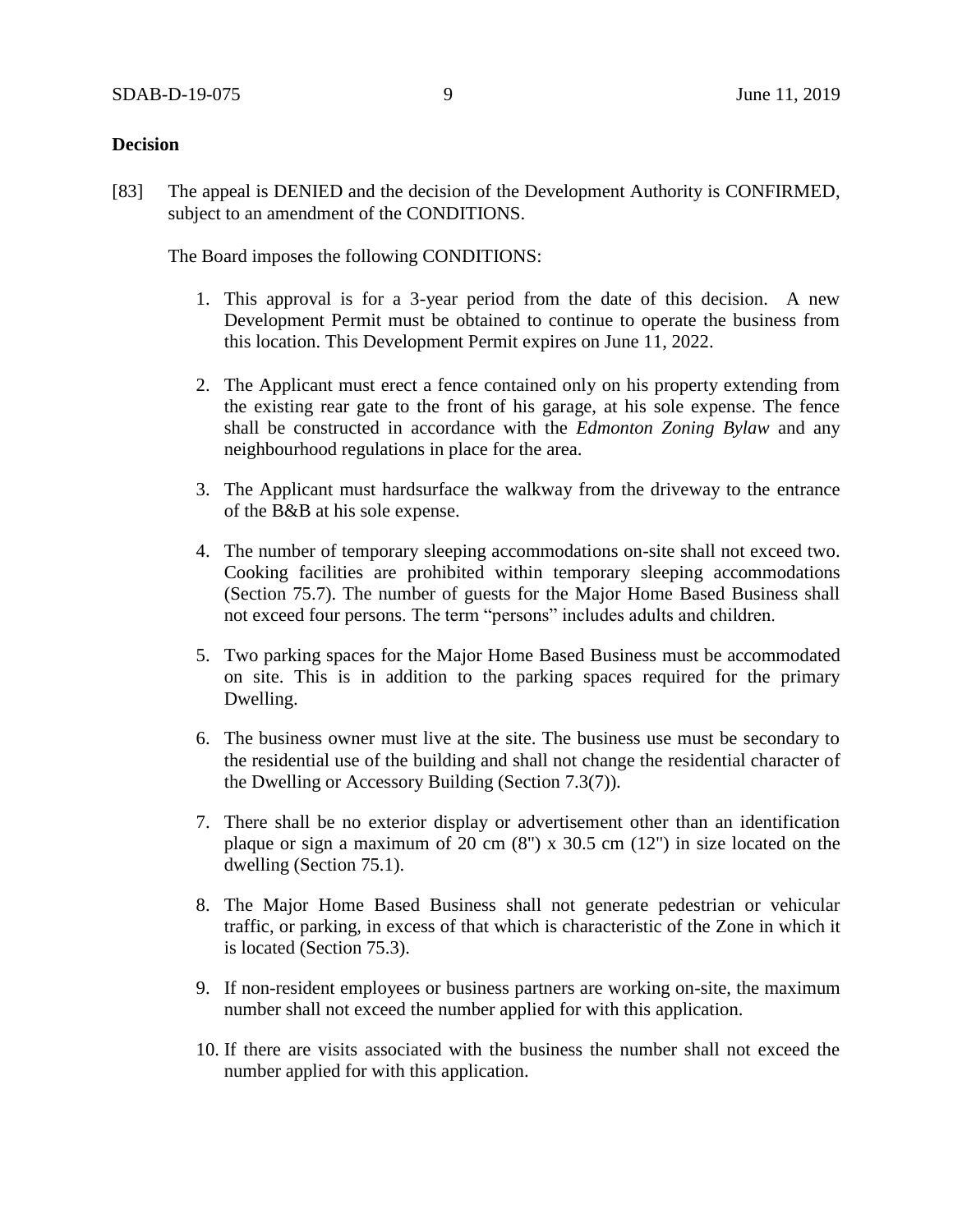**Decision**

[83] The appeal is DENIED and the decision of the Development Authority is CONFIRMED, subject to an amendment of the CONDITIONS.

The Board imposes the following CONDITIONS:

1. This approval is for a 3-year period from the date of this decision. A new Development Permit must be obtained to continue to operate the business from this location. This Development Permit expires on June 11, 2022.

2. The Applicant must erect a fence contained only on his property extending from the existing rear gate to the front of his garage, at his sole expense. The fence shall be constructed in accordance with the *Edmonton Zoning Bylaw* and any neighbourhood regulations in place for the area.

3. The Applicant must hardsurface the walkway from the driveway to the entrance of the B&B at his sole expense.

4. The number of temporary sleeping accommodations on-site shall not exceed two. Cooking facilities are prohibited within temporary sleeping accommodations (Section 75.7). The number of guests for the Major Home Based Business shall not exceed four persons. The term "persons" includes adults and children.

5. Two parking spaces for the Major Home Based Business must be accommodated on site. This is in addition to the parking spaces required for the primary Dwelling.

6. The business owner must live at the site. The business use must be secondary to the residential use of the building and shall not change the residential character of the Dwelling or Accessory Building (Section 7.3(7)).

7. There shall be no exterior display or advertisement other than an identification plaque or sign a maximum of 20 cm (8") x 30.5 cm (12") in size located on the dwelling (Section 75.1).

8. The Major Home Based Business shall not generate pedestrian or vehicular traffic, or parking, in excess of that which is characteristic of the Zone in which it is located (Section 75.3).

9. If non-resident employees or business partners are working on-site, the maximum number shall not exceed the number applied for with this application.

10. If there are visits associated with the business the number shall not exceed the number applied for with this application.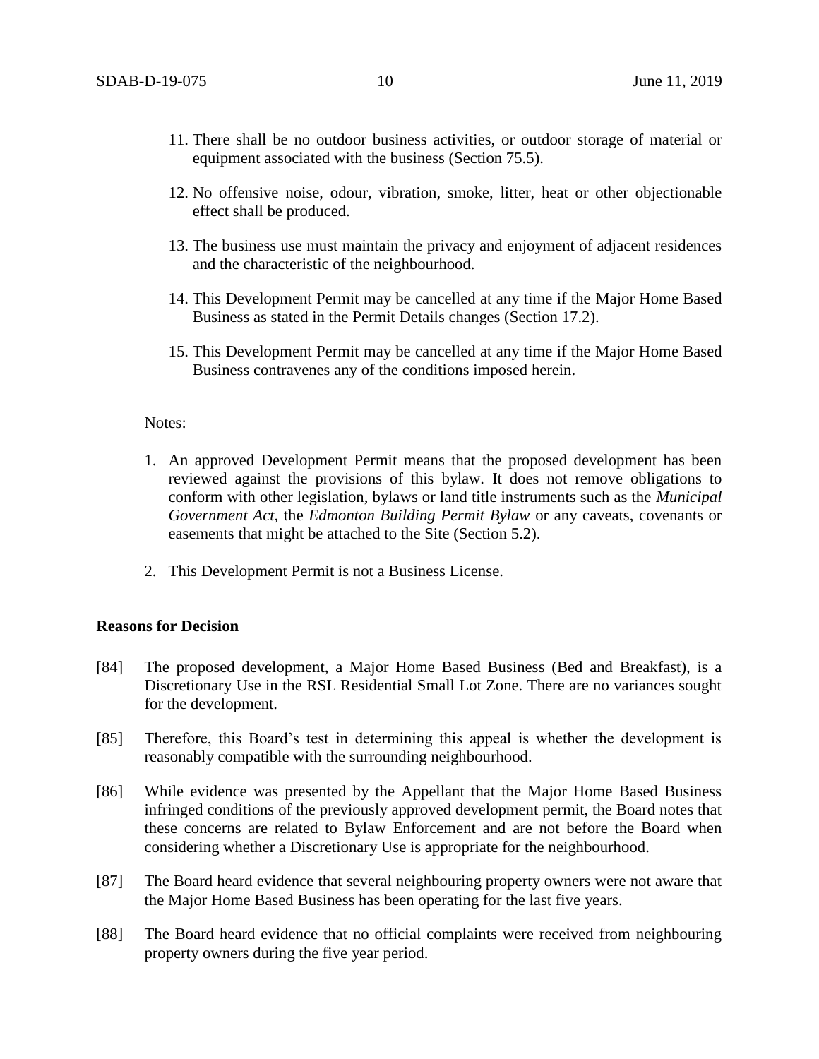11. There shall be no outdoor business activities, or outdoor storage of material or equipment associated with the business (Section 75.5).

12. No offensive noise, odour, vibration, smoke, litter, heat or other objectionable effect shall be produced.

13. The business use must maintain the privacy and enjoyment of adjacent residences and the characteristic of the neighbourhood.

14. This Development Permit may be cancelled at any time if the Major Home Based Business as stated in the Permit Details changes (Section 17.2).

15. This Development Permit may be cancelled at any time if the Major Home Based Business contravenes any of the conditions imposed herein.

Notes:

1. An approved Development Permit means that the proposed development has been reviewed against the provisions of this bylaw. It does not remove obligations to conform with other legislation, bylaws or land title instruments such as the *Municipal Government Act*, the *Edmonton Building Permit Bylaw* or any caveats, covenants or easements that might be attached to the Site (Section 5.2).

2. This Development Permit is not a Business License.

**Reasons for Decision**

[84] The proposed development, a Major Home Based Business (Bed and Breakfast), is a Discretionary Use in the RSL Residential Small Lot Zone. There are no variances sought for the development.

[85] Therefore, this Board's test in determining this appeal is whether the development is reasonably compatible with the surrounding neighbourhood.

[86] While evidence was presented by the Appellant that the Major Home Based Business infringed conditions of the previously approved development permit, the Board notes that these concerns are related to Bylaw Enforcement and are not before the Board when considering whether a Discretionary Use is appropriate for the neighbourhood.

[87] The Board heard evidence that several neighbouring property owners were not aware that the Major Home Based Business has been operating for the last five years.

[88] The Board heard evidence that no official complaints were received from neighbouring property owners during the five year period.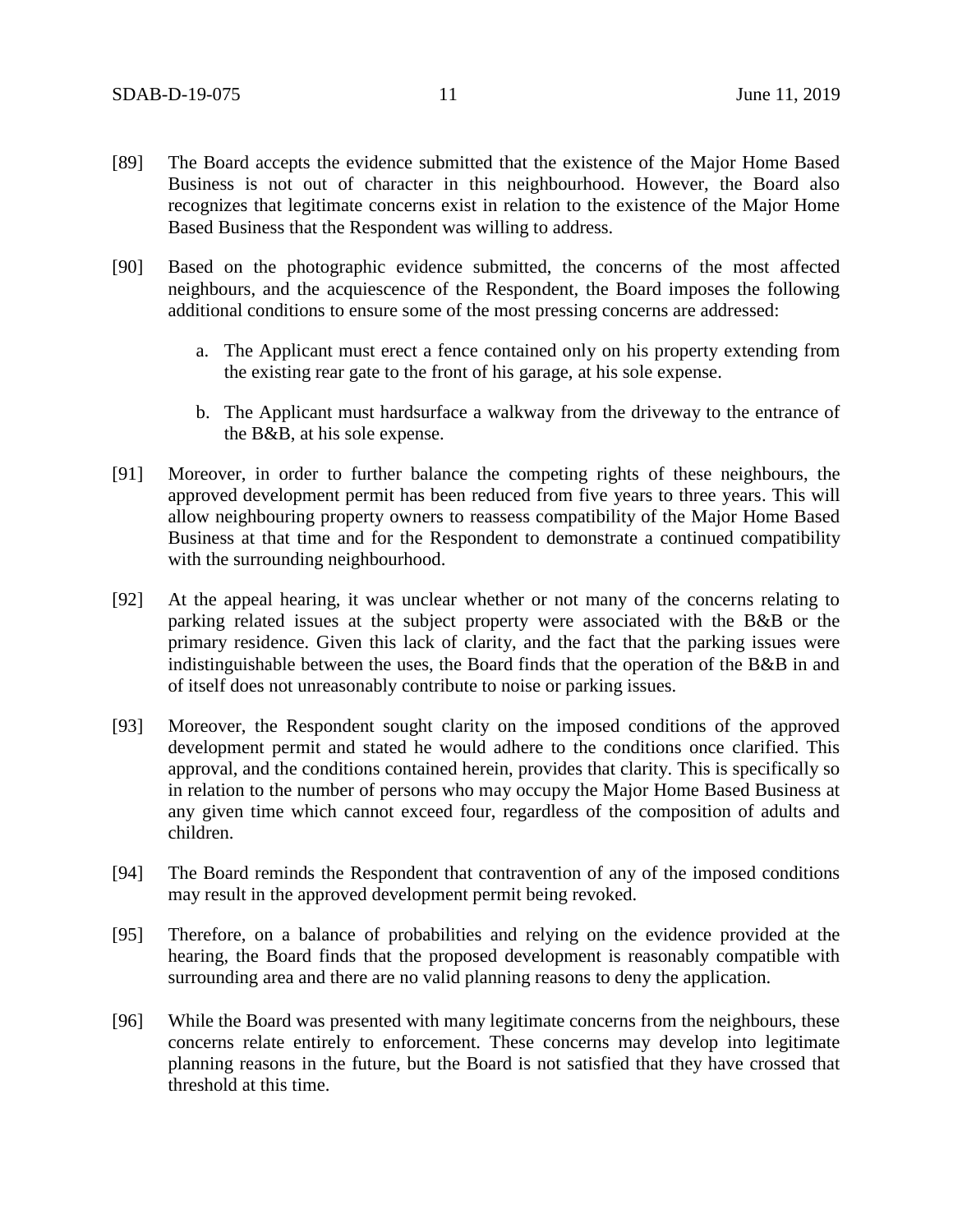[89] The Board accepts the evidence submitted that the existence of the Major Home Based Business is not out of character in this neighbourhood. However, the Board also recognizes that legitimate concerns exist in relation to the existence of the Major Home Based Business that the Respondent was willing to address.

[90] Based on the photographic evidence submitted, the concerns of the most affected neighbours, and the acquiescence of the Respondent, the Board imposes the following additional conditions to ensure some of the most pressing concerns are addressed:

a. The Applicant must erect a fence contained only on his property extending from the existing rear gate to the front of his garage, at his sole expense.

b. The Applicant must hardsurface a walkway from the driveway to the entrance of the B&B, at his sole expense.

[91] Moreover, in order to further balance the competing rights of these neighbours, the approved development permit has been reduced from five years to three years. This will allow neighbouring property owners to reassess compatibility of the Major Home Based Business at that time and for the Respondent to demonstrate a continued compatibility with the surrounding neighbourhood.

[92] At the appeal hearing, it was unclear whether or not many of the concerns relating to parking related issues at the subject property were associated with the B&B or the primary residence. Given this lack of clarity, and the fact that the parking issues were indistinguishable between the uses, the Board finds that the operation of the B&B in and of itself does not unreasonably contribute to noise or parking issues.

[93] Moreover, the Respondent sought clarity on the imposed conditions of the approved development permit and stated he would adhere to the conditions once clarified. This approval, and the conditions contained herein, provides that clarity. This is specifically so in relation to the number of persons who may occupy the Major Home Based Business at any given time which cannot exceed four, regardless of the composition of adults and children.

[94] The Board reminds the Respondent that contravention of any of the imposed conditions may result in the approved development permit being revoked.

[95] Therefore, on a balance of probabilities and relying on the evidence provided at the hearing, the Board finds that the proposed development is reasonably compatible with surrounding area and there are no valid planning reasons to deny the application.

[96] While the Board was presented with many legitimate concerns from the neighbours, these concerns relate entirely to enforcement. These concerns may develop into legitimate planning reasons in the future, but the Board is not satisfied that they have crossed that threshold at this time.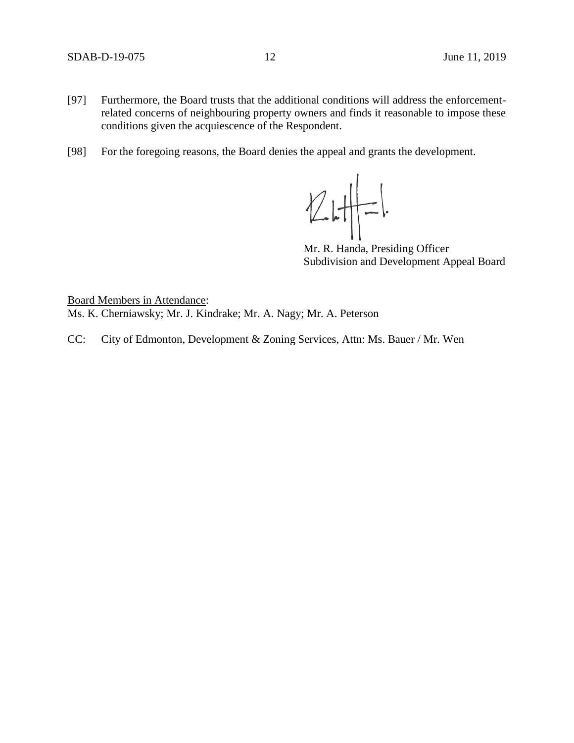[97] Furthermore, the Board trusts that the additional conditions will address the enforcement-related concerns of neighbouring property owners and finds it reasonable to impose these conditions given the acquiescence of the Respondent.

[98] For the foregoing reasons, the Board denies the appeal and grants the development.

Mr. R. Handa, Presiding Officer
Subdivision and Development Appeal Board

Board Members in Attendance:
Ms. K. Cherniawsky; Mr. J. Kindrake; Mr. A. Nagy; Mr. A. Peterson

CC: City of Edmonton, Development & Zoning Services, Attn: Ms. Bauer / Mr. Wen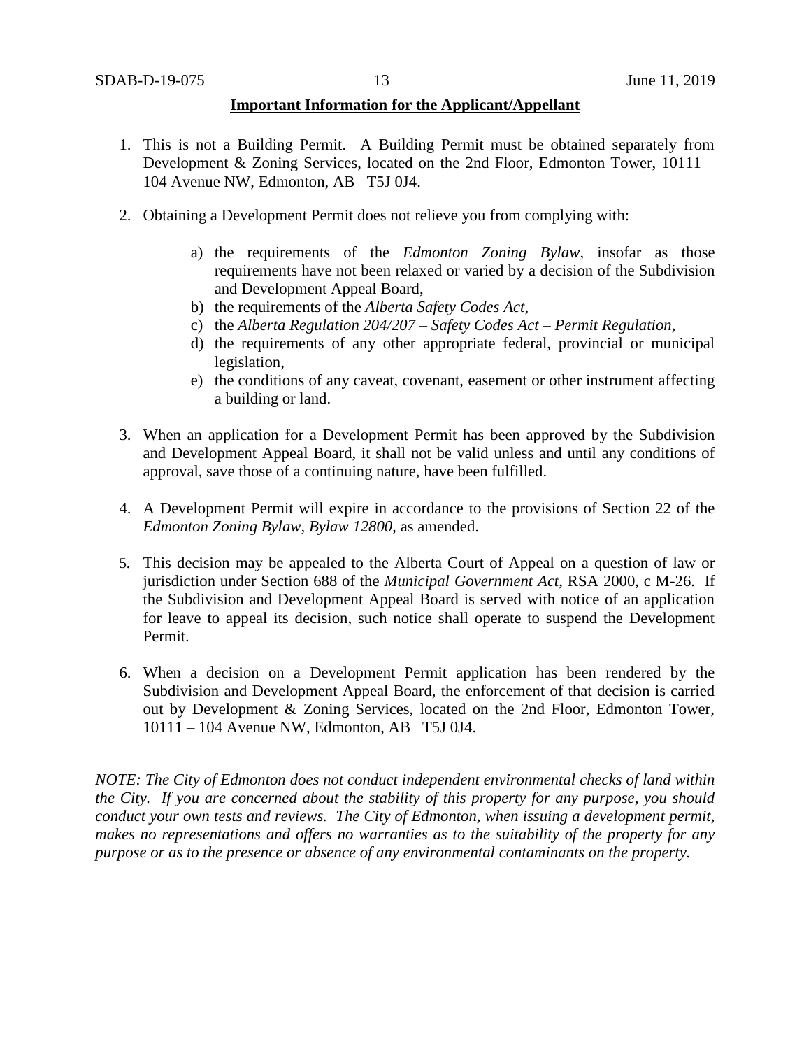**Important Information for the Applicant/Appellant**

1. This is not a Building Permit. A Building Permit must be obtained separately from Development & Zoning Services, located on the 2nd Floor, Edmonton Tower, 10111 – 104 Avenue NW, Edmonton, AB T5J 0J4.

2. Obtaining a Development Permit does not relieve you from complying with:

    a) the requirements of the *Edmonton Zoning Bylaw*, insofar as those requirements have not been relaxed or varied by a decision of the Subdivision and Development Appeal Board,
    b) the requirements of the *Alberta Safety Codes Act*,
    c) the *Alberta Regulation 204/207 – Safety Codes Act – Permit Regulation*,
    d) the requirements of any other appropriate federal, provincial or municipal legislation,
    e) the conditions of any caveat, covenant, easement or other instrument affecting a building or land.

3. When an application for a Development Permit has been approved by the Subdivision and Development Appeal Board, it shall not be valid unless and until any conditions of approval, save those of a continuing nature, have been fulfilled.

4. A Development Permit will expire in accordance to the provisions of Section 22 of the *Edmonton Zoning Bylaw, Bylaw 12800*, as amended.

5. This decision may be appealed to the Alberta Court of Appeal on a question of law or jurisdiction under Section 688 of the *Municipal Government Act*, RSA 2000, c M-26. If the Subdivision and Development Appeal Board is served with notice of an application for leave to appeal its decision, such notice shall operate to suspend the Development Permit.

6. When a decision on a Development Permit application has been rendered by the Subdivision and Development Appeal Board, the enforcement of that decision is carried out by Development & Zoning Services, located on the 2nd Floor, Edmonton Tower, 10111 – 104 Avenue NW, Edmonton, AB T5J 0J4.

*NOTE: The City of Edmonton does not conduct independent environmental checks of land within the City. If you are concerned about the stability of this property for any purpose, you should conduct your own tests and reviews. The City of Edmonton, when issuing a development permit, makes no representations and offers no warranties as to the suitability of the property for any purpose or as to the presence or absence of any environmental contaminants on the property.*